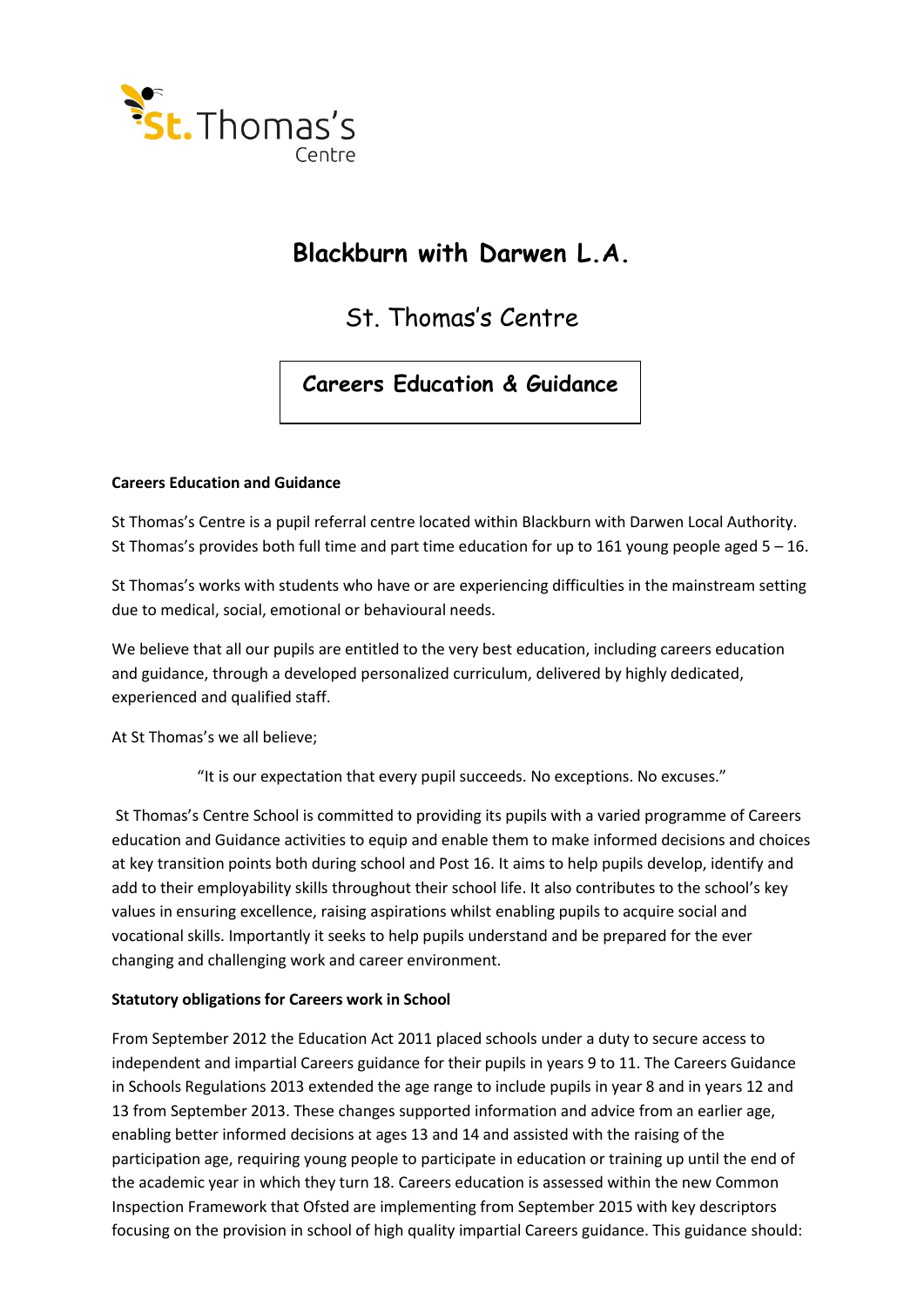# Blackburn with Darwen L.A.

## St. Thomas's Centre

### Careers Education & Guidance

**Careers Education and Guidance**

St Thomas's Centre is a pupil referral centre located within Blackburn with Darwen Local Authority. St Thomas's provides both full time and part time education for up to 161 young people aged 5 – 16.

St Thomas's works with students who have or are experiencing difficulties in the mainstream setting due to medical, social, emotional or behavioural needs.

We believe that all our pupils are entitled to the very best education, including careers education and guidance, through a developed personalized curriculum, delivered by highly dedicated, experienced and qualified staff.

At St Thomas's we all believe;

> "It is our expectation that every pupil succeeds. No exceptions. No excuses."

St Thomas's Centre School is committed to providing its pupils with a varied programme of Careers education and Guidance activities to equip and enable them to make informed decisions and choices at key transition points both during school and Post 16. It aims to help pupils develop, identify and add to their employability skills throughout their school life. It also contributes to the school's key values in ensuring excellence, raising aspirations whilst enabling pupils to acquire social and vocational skills. Importantly it seeks to help pupils understand and be prepared for the ever changing and challenging work and career environment.

**Statutory obligations for Careers work in School**

From September 2012 the Education Act 2011 placed schools under a duty to secure access to independent and impartial Careers guidance for their pupils in years 9 to 11. The Careers Guidance in Schools Regulations 2013 extended the age range to include pupils in year 8 and in years 12 and 13 from September 2013. These changes supported information and advice from an earlier age, enabling better informed decisions at ages 13 and 14 and assisted with the raising of the participation age, requiring young people to participate in education or training up until the end of the academic year in which they turn 18. Careers education is assessed within the new Common Inspection Framework that Ofsted are implementing from September 2015 with key descriptors focusing on the provision in school of high quality impartial Careers guidance. This guidance should: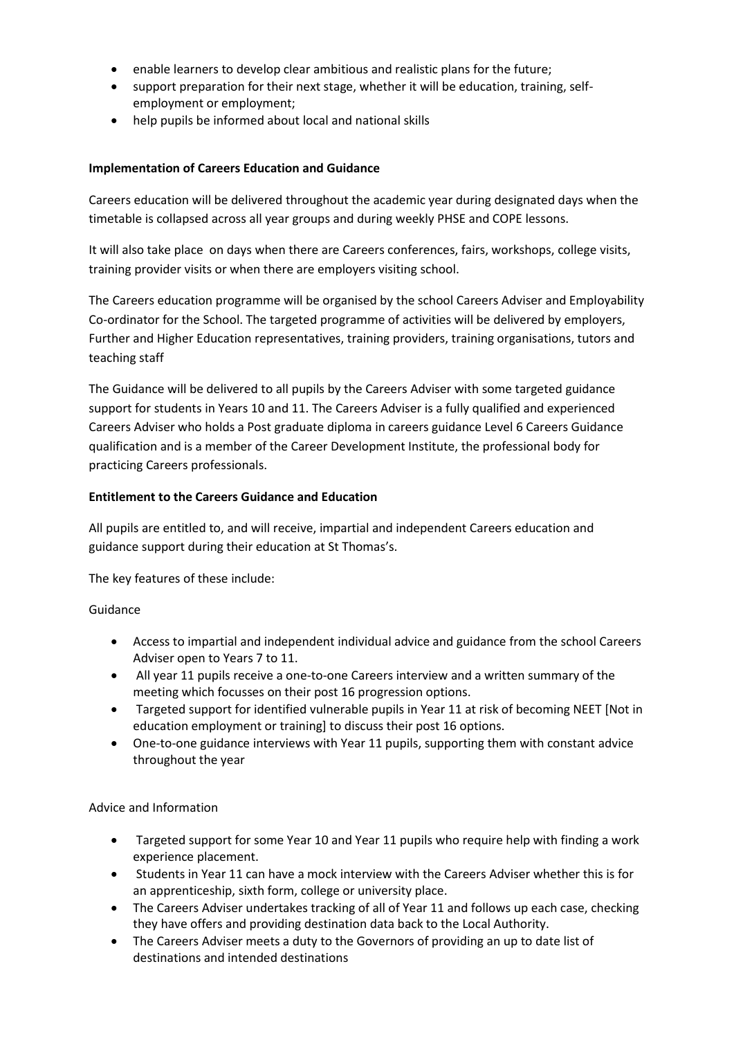- enable learners to develop clear ambitious and realistic plans for the future;
- support preparation for their next stage, whether it will be education, training, self-employment or employment;
- help pupils be informed about local and national skills

**Implementation of Careers Education and Guidance**

Careers education will be delivered throughout the academic year during designated days when the timetable is collapsed across all year groups and during weekly PHSE and COPE lessons.

It will also take place on days when there are Careers conferences, fairs, workshops, college visits, training provider visits or when there are employers visiting school.

The Careers education programme will be organised by the school Careers Adviser and Employability Co-ordinator for the School. The targeted programme of activities will be delivered by employers, Further and Higher Education representatives, training providers, training organisations, tutors and teaching staff

The Guidance will be delivered to all pupils by the Careers Adviser with some targeted guidance support for students in Years 10 and 11. The Careers Adviser is a fully qualified and experienced Careers Adviser who holds a Post graduate diploma in careers guidance Level 6 Careers Guidance qualification and is a member of the Career Development Institute, the professional body for practicing Careers professionals.

**Entitlement to the Careers Guidance and Education**

All pupils are entitled to, and will receive, impartial and independent Careers education and guidance support during their education at St Thomas's.

The key features of these include:

Guidance

- Access to impartial and independent individual advice and guidance from the school Careers Adviser open to Years 7 to 11.
- All year 11 pupils receive a one-to-one Careers interview and a written summary of the meeting which focusses on their post 16 progression options.
- Targeted support for identified vulnerable pupils in Year 11 at risk of becoming NEET [Not in education employment or training] to discuss their post 16 options.
- One-to-one guidance interviews with Year 11 pupils, supporting them with constant advice throughout the year

Advice and Information

- Targeted support for some Year 10 and Year 11 pupils who require help with finding a work experience placement.
- Students in Year 11 can have a mock interview with the Careers Adviser whether this is for an apprenticeship, sixth form, college or university place.
- The Careers Adviser undertakes tracking of all of Year 11 and follows up each case, checking they have offers and providing destination data back to the Local Authority.
- The Careers Adviser meets a duty to the Governors of providing an up to date list of destinations and intended destinations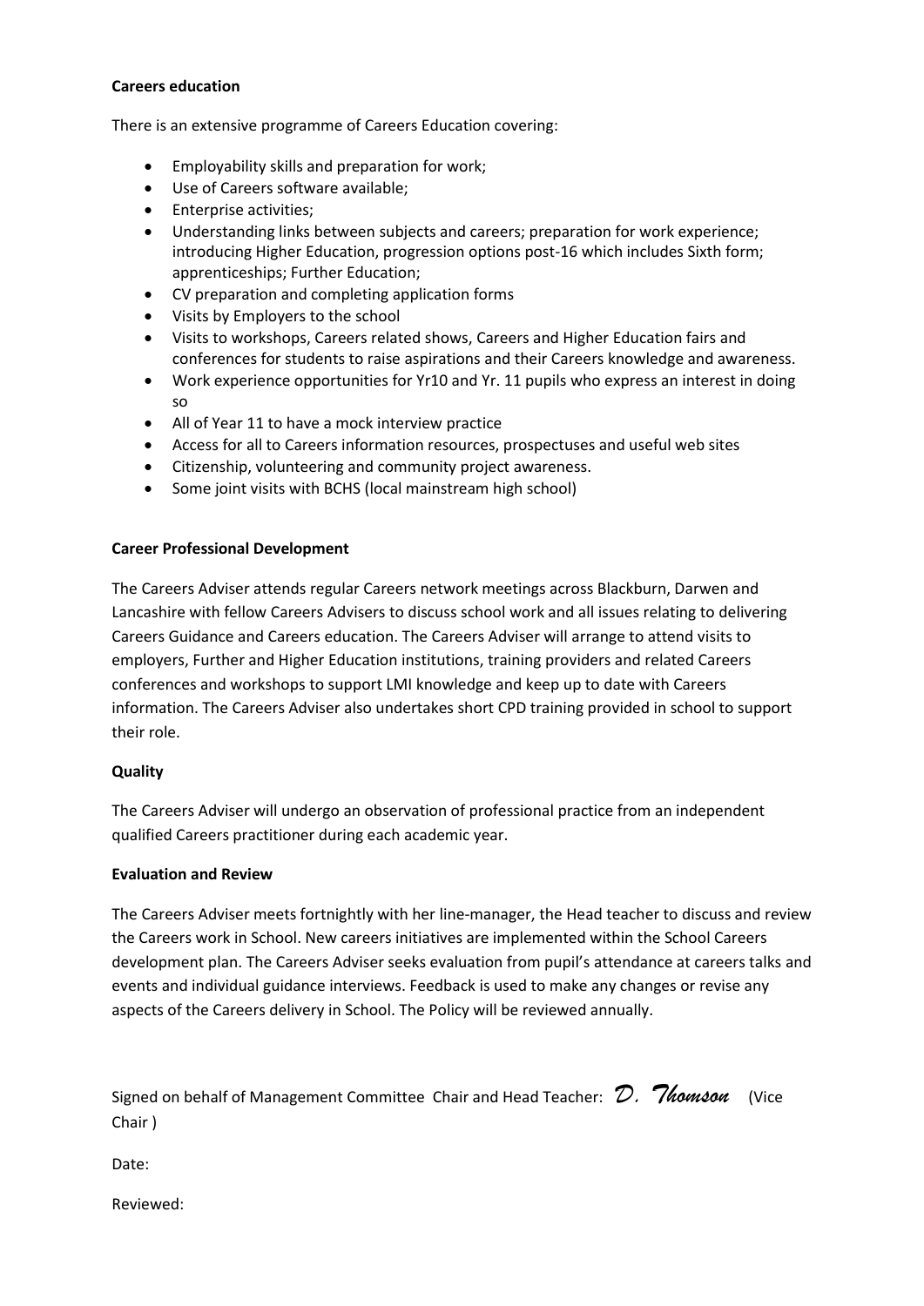**Careers education**

There is an extensive programme of Careers Education covering:

- Employability skills and preparation for work;
- Use of Careers software available;
- Enterprise activities;
- Understanding links between subjects and careers; preparation for work experience; introducing Higher Education, progression options post-16 which includes Sixth form; apprenticeships; Further Education;
- CV preparation and completing application forms
- Visits by Employers to the school
- Visits to workshops, Careers related shows, Careers and Higher Education fairs and conferences for students to raise aspirations and their Careers knowledge and awareness.
- Work experience opportunities for Yr10 and Yr. 11 pupils who express an interest in doing so
- All of Year 11 to have a mock interview practice
- Access for all to Careers information resources, prospectuses and useful web sites
- Citizenship, volunteering and community project awareness.
- Some joint visits with BCHS (local mainstream high school)

**Career Professional Development**

The Careers Adviser attends regular Careers network meetings across Blackburn, Darwen and Lancashire with fellow Careers Advisers to discuss school work and all issues relating to delivering Careers Guidance and Careers education. The Careers Adviser will arrange to attend visits to employers, Further and Higher Education institutions, training providers and related Careers conferences and workshops to support LMI knowledge and keep up to date with Careers information. The Careers Adviser also undertakes short CPD training provided in school to support their role.

**Quality**

The Careers Adviser will undergo an observation of professional practice from an independent qualified Careers practitioner during each academic year.

**Evaluation and Review**

The Careers Adviser meets fortnightly with her line-manager, the Head teacher to discuss and review the Careers work in School. New careers initiatives are implemented within the School Careers development plan. The Careers Adviser seeks evaluation from pupil's attendance at careers talks and events and individual guidance interviews. Feedback is used to make any changes or revise any aspects of the Careers delivery in School. The Policy will be reviewed annually.

Signed on behalf of Management Committee Chair and Head Teacher: *D. Thomson* (Vice Chair )

Date:

Reviewed: